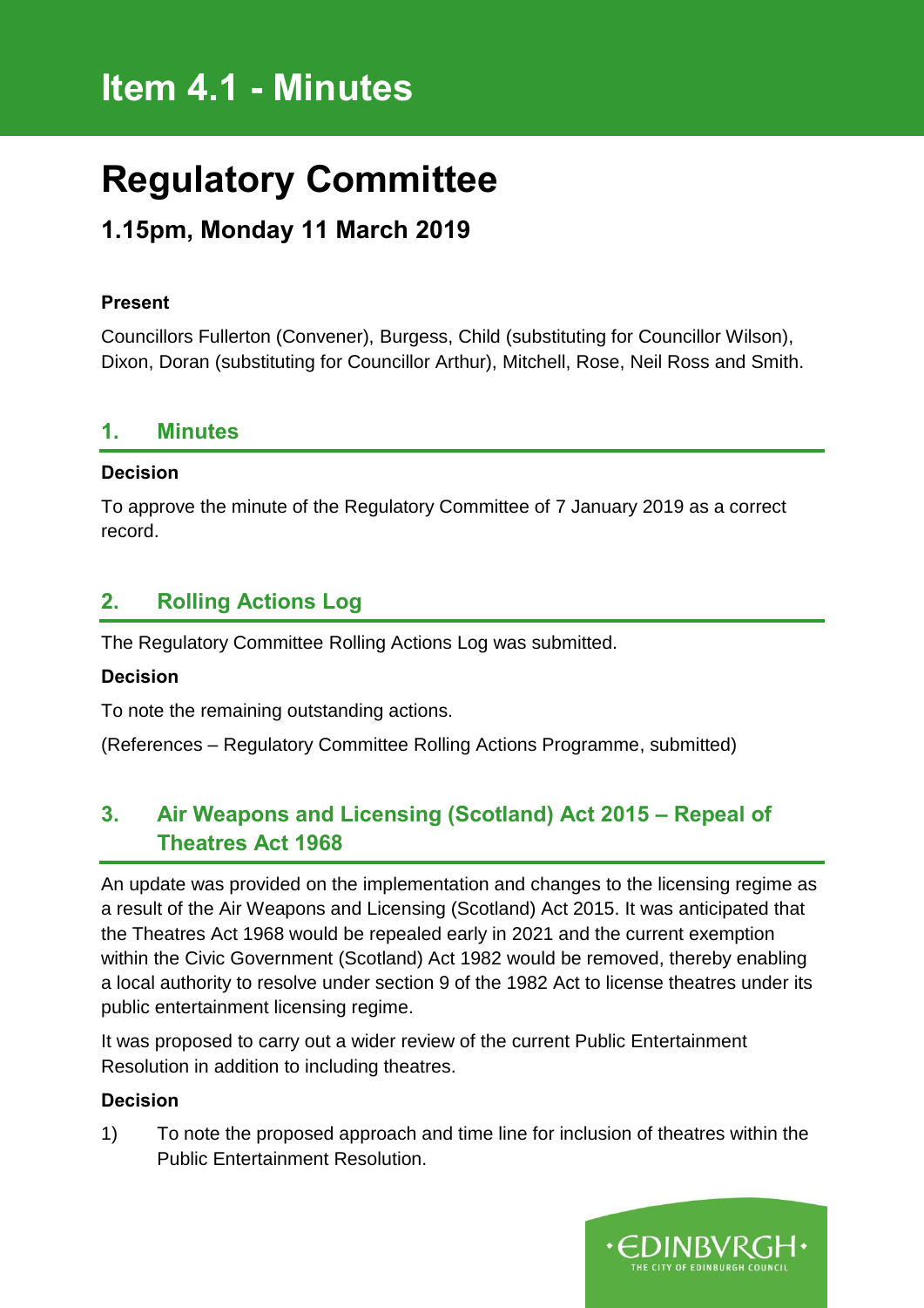# Item 4.1 - Minutes

# Regulatory Committee

## 1.15pm, Monday 11 March 2019

**Present**

Councillors Fullerton (Convener), Burgess, Child (substituting for Councillor Wilson), Dixon, Doran (substituting for Councillor Arthur), Mitchell, Rose, Neil Ross and Smith.

### 1. Minutes

**Decision**

To approve the minute of the Regulatory Committee of 7 January 2019 as a correct record.

### 2. Rolling Actions Log

The Regulatory Committee Rolling Actions Log was submitted.

**Decision**

To note the remaining outstanding actions.

(References – Regulatory Committee Rolling Actions Programme, submitted)

### 3. Air Weapons and Licensing (Scotland) Act 2015 – Repeal of Theatres Act 1968

An update was provided on the implementation and changes to the licensing regime as a result of the Air Weapons and Licensing (Scotland) Act 2015. It was anticipated that the Theatres Act 1968 would be repealed early in 2021 and the current exemption within the Civic Government (Scotland) Act 1982 would be removed, thereby enabling a local authority to resolve under section 9 of the 1982 Act to license theatres under its public entertainment licensing regime.

It was proposed to carry out a wider review of the current Public Entertainment Resolution in addition to including theatres.

**Decision**

1) To note the proposed approach and time line for inclusion of theatres within the Public Entertainment Resolution.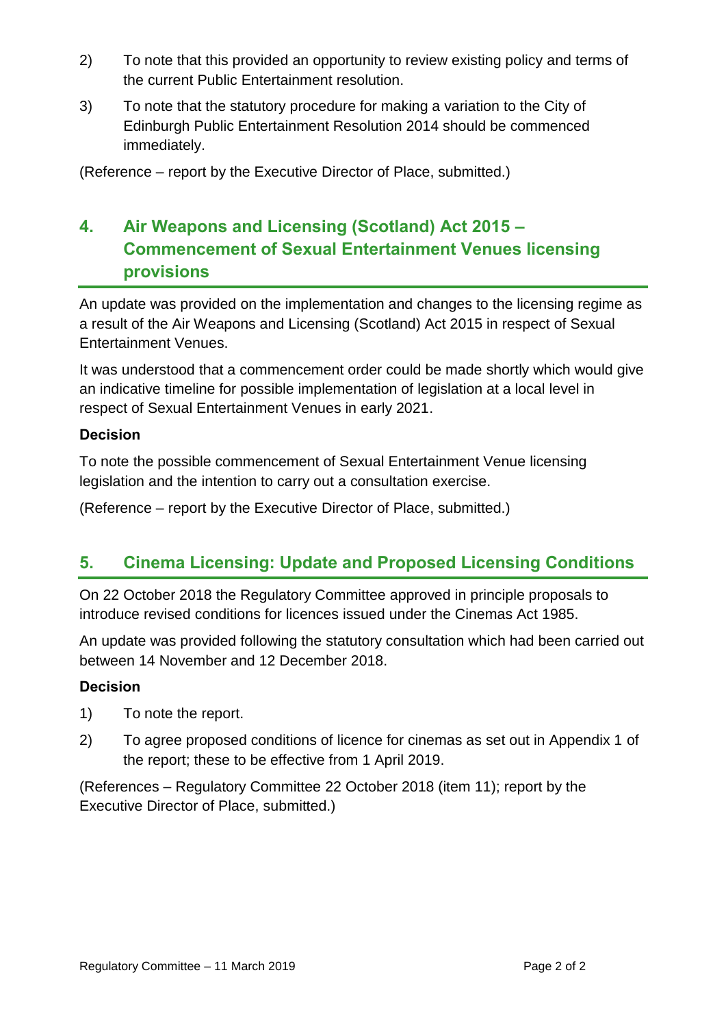2) To note that this provided an opportunity to review existing policy and terms of the current Public Entertainment resolution.

3) To note that the statutory procedure for making a variation to the City of Edinburgh Public Entertainment Resolution 2014 should be commenced immediately.

(Reference – report by the Executive Director of Place, submitted.)

## 4. Air Weapons and Licensing (Scotland) Act 2015 – Commencement of Sexual Entertainment Venues licensing provisions

An update was provided on the implementation and changes to the licensing regime as a result of the Air Weapons and Licensing (Scotland) Act 2015 in respect of Sexual Entertainment Venues.

It was understood that a commencement order could be made shortly which would give an indicative timeline for possible implementation of legislation at a local level in respect of Sexual Entertainment Venues in early 2021.

**Decision**

To note the possible commencement of Sexual Entertainment Venue licensing legislation and the intention to carry out a consultation exercise.

(Reference – report by the Executive Director of Place, submitted.)

## 5. Cinema Licensing: Update and Proposed Licensing Conditions

On 22 October 2018 the Regulatory Committee approved in principle proposals to introduce revised conditions for licences issued under the Cinemas Act 1985.

An update was provided following the statutory consultation which had been carried out between 14 November and 12 December 2018.

**Decision**

1) To note the report.

2) To agree proposed conditions of licence for cinemas as set out in Appendix 1 of the report; these to be effective from 1 April 2019.

(References – Regulatory Committee 22 October 2018 (item 11); report by the Executive Director of Place, submitted.)